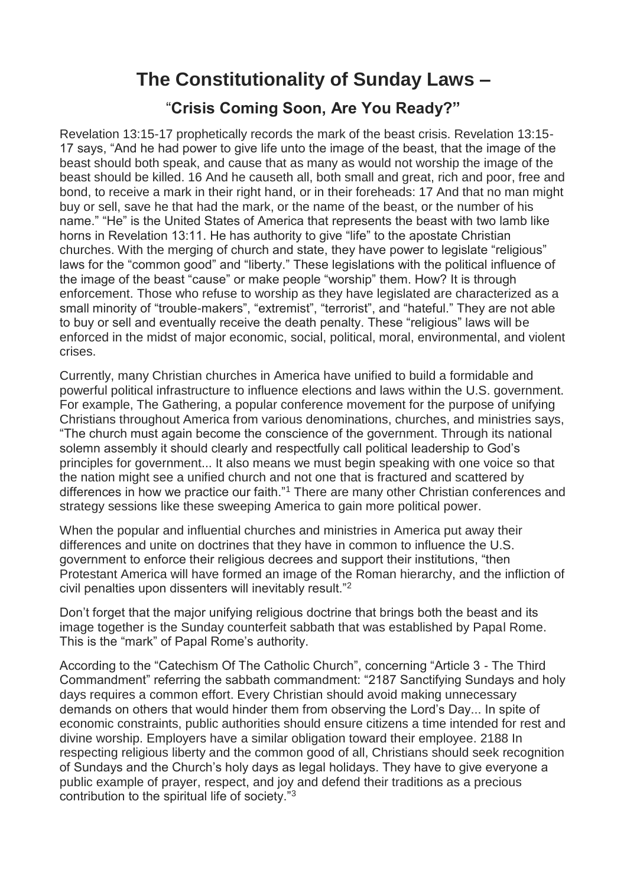# The Constitutionality of Sunday Laws –

## "Crisis Coming Soon, Are You Ready?"

Revelation 13:15-17 prophetically records the mark of the beast crisis. Revelation 13:15-17 says, "And he had power to give life unto the image of the beast, that the image of the beast should both speak, and cause that as many as would not worship the image of the beast should be killed. 16 And he causeth all, both small and great, rich and poor, free and bond, to receive a mark in their right hand, or in their foreheads: 17 And that no man might buy or sell, save he that had the mark, or the name of the beast, or the number of his name." "He" is the United States of America that represents the beast with two lamb like horns in Revelation 13:11. He has authority to give "life" to the apostate Christian churches. With the merging of church and state, they have power to legislate "religious" laws for the "common good" and "liberty." These legislations with the political influence of the image of the beast "cause" or make people "worship" them. How? It is through enforcement. Those who refuse to worship as they have legislated are characterized as a small minority of "trouble-makers", "extremist", "terrorist", and "hateful." They are not able to buy or sell and eventually receive the death penalty. These "religious" laws will be enforced in the midst of major economic, social, political, moral, environmental, and violent crises.

Currently, many Christian churches in America have unified to build a formidable and powerful political infrastructure to influence elections and laws within the U.S. government. For example, The Gathering, a popular conference movement for the purpose of unifying Christians throughout America from various denominations, churches, and ministries says, "The church must again become the conscience of the government. Through its national solemn assembly it should clearly and respectfully call political leadership to God's principles for government... It also means we must begin speaking with one voice so that the nation might see a unified church and not one that is fractured and scattered by differences in how we practice our faith."[1] There are many other Christian conferences and strategy sessions like these sweeping America to gain more political power.

When the popular and influential churches and ministries in America put away their differences and unite on doctrines that they have in common to influence the U.S. government to enforce their religious decrees and support their institutions, "then Protestant America will have formed an image of the Roman hierarchy, and the infliction of civil penalties upon dissenters will inevitably result."[2]

Don't forget that the major unifying religious doctrine that brings both the beast and its image together is the Sunday counterfeit sabbath that was established by Papal Rome. This is the "mark" of Papal Rome's authority.

According to the "Catechism Of The Catholic Church", concerning "Article 3 - The Third Commandment" referring the sabbath commandment: "2187 Sanctifying Sundays and holy days requires a common effort. Every Christian should avoid making unnecessary demands on others that would hinder them from observing the Lord's Day... In spite of economic constraints, public authorities should ensure citizens a time intended for rest and divine worship. Employers have a similar obligation toward their employee. 2188 In respecting religious liberty and the common good of all, Christians should seek recognition of Sundays and the Church's holy days as legal holidays. They have to give everyone a public example of prayer, respect, and joy and defend their traditions as a precious contribution to the spiritual life of society."[3]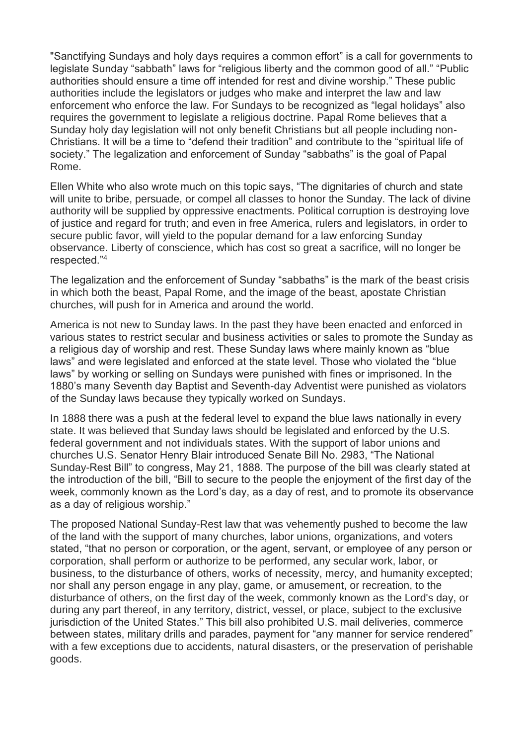"Sanctifying Sundays and holy days requires a common effort" is a call for governments to legislate Sunday "sabbath" laws for "religious liberty and the common good of all." "Public authorities should ensure a time off intended for rest and divine worship." These public authorities include the legislators or judges who make and interpret the law and law enforcement who enforce the law. For Sundays to be recognized as "legal holidays" also requires the government to legislate a religious doctrine. Papal Rome believes that a Sunday holy day legislation will not only benefit Christians but all people including non-Christians. It will be a time to "defend their tradition" and contribute to the "spiritual life of society." The legalization and enforcement of Sunday "sabbaths" is the goal of Papal Rome.

Ellen White who also wrote much on this topic says, "The dignitaries of church and state will unite to bribe, persuade, or compel all classes to honor the Sunday. The lack of divine authority will be supplied by oppressive enactments. Political corruption is destroying love of justice and regard for truth; and even in free America, rulers and legislators, in order to secure public favor, will yield to the popular demand for a law enforcing Sunday observance. Liberty of conscience, which has cost so great a sacrifice, will no longer be respected."[4]

The legalization and the enforcement of Sunday "sabbaths" is the mark of the beast crisis in which both the beast, Papal Rome, and the image of the beast, apostate Christian churches, will push for in America and around the world.

America is not new to Sunday laws. In the past they have been enacted and enforced in various states to restrict secular and business activities or sales to promote the Sunday as a religious day of worship and rest. These Sunday laws where mainly known as "blue laws" and were legislated and enforced at the state level. Those who violated the "blue laws" by working or selling on Sundays were punished with fines or imprisoned. In the 1880's many Seventh day Baptist and Seventh-day Adventist were punished as violators of the Sunday laws because they typically worked on Sundays.

In 1888 there was a push at the federal level to expand the blue laws nationally in every state. It was believed that Sunday laws should be legislated and enforced by the U.S. federal government and not individuals states. With the support of labor unions and churches U.S. Senator Henry Blair introduced Senate Bill No. 2983, "The National Sunday-Rest Bill" to congress, May 21, 1888. The purpose of the bill was clearly stated at the introduction of the bill, "Bill to secure to the people the enjoyment of the first day of the week, commonly known as the Lord's day, as a day of rest, and to promote its observance as a day of religious worship."

The proposed National Sunday-Rest law that was vehemently pushed to become the law of the land with the support of many churches, labor unions, organizations, and voters stated, "that no person or corporation, or the agent, servant, or employee of any person or corporation, shall perform or authorize to be performed, any secular work, labor, or business, to the disturbance of others, works of necessity, mercy, and humanity excepted; nor shall any person engage in any play, game, or amusement, or recreation, to the disturbance of others, on the first day of the week, commonly known as the Lord's day, or during any part thereof, in any territory, district, vessel, or place, subject to the exclusive jurisdiction of the United States." This bill also prohibited U.S. mail deliveries, commerce between states, military drills and parades, payment for "any manner for service rendered" with a few exceptions due to accidents, natural disasters, or the preservation of perishable goods.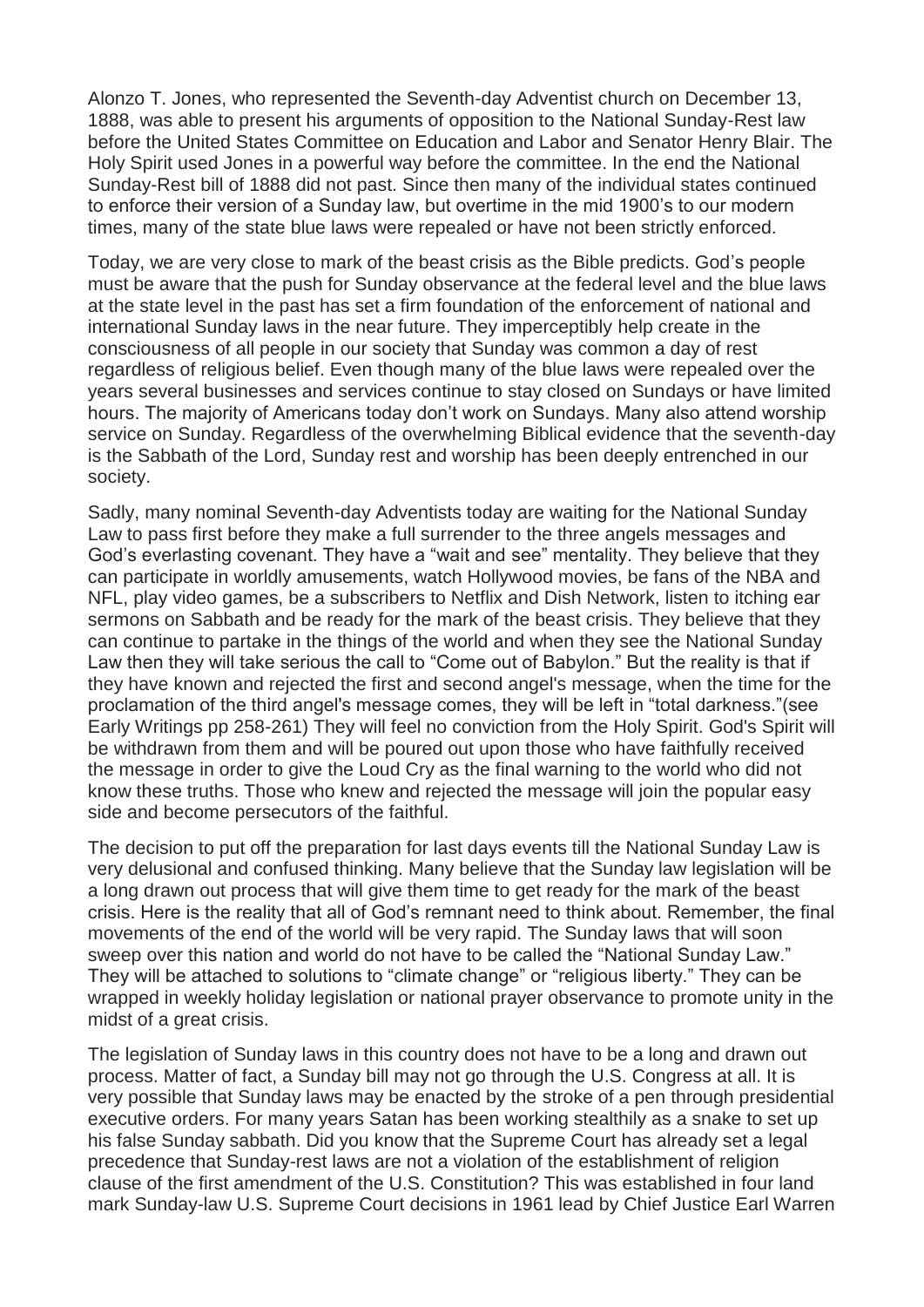Alonzo T. Jones, who represented the Seventh-day Adventist church on December 13, 1888, was able to present his arguments of opposition to the National Sunday-Rest law before the United States Committee on Education and Labor and Senator Henry Blair. The Holy Spirit used Jones in a powerful way before the committee. In the end the National Sunday-Rest bill of 1888 did not past. Since then many of the individual states continued to enforce their version of a Sunday law, but overtime in the mid 1900's to our modern times, many of the state blue laws were repealed or have not been strictly enforced.

Today, we are very close to mark of the beast crisis as the Bible predicts. God's people must be aware that the push for Sunday observance at the federal level and the blue laws at the state level in the past has set a firm foundation of the enforcement of national and international Sunday laws in the near future. They imperceptibly help create in the consciousness of all people in our society that Sunday was common a day of rest regardless of religious belief. Even though many of the blue laws were repealed over the years several businesses and services continue to stay closed on Sundays or have limited hours. The majority of Americans today don't work on Sundays. Many also attend worship service on Sunday. Regardless of the overwhelming Biblical evidence that the seventh-day is the Sabbath of the Lord, Sunday rest and worship has been deeply entrenched in our society.

Sadly, many nominal Seventh-day Adventists today are waiting for the National Sunday Law to pass first before they make a full surrender to the three angels messages and God's everlasting covenant. They have a "wait and see" mentality. They believe that they can participate in worldly amusements, watch Hollywood movies, be fans of the NBA and NFL, play video games, be a subscribers to Netflix and Dish Network, listen to itching ear sermons on Sabbath and be ready for the mark of the beast crisis. They believe that they can continue to partake in the things of the world and when they see the National Sunday Law then they will take serious the call to "Come out of Babylon." But the reality is that if they have known and rejected the first and second angel's message, when the time for the proclamation of the third angel's message comes, they will be left in "total darkness."(see Early Writings pp 258-261) They will feel no conviction from the Holy Spirit. God's Spirit will be withdrawn from them and will be poured out upon those who have faithfully received the message in order to give the Loud Cry as the final warning to the world who did not know these truths. Those who knew and rejected the message will join the popular easy side and become persecutors of the faithful.

The decision to put off the preparation for last days events till the National Sunday Law is very delusional and confused thinking. Many believe that the Sunday law legislation will be a long drawn out process that will give them time to get ready for the mark of the beast crisis. Here is the reality that all of God's remnant need to think about. Remember, the final movements of the end of the world will be very rapid. The Sunday laws that will soon sweep over this nation and world do not have to be called the "National Sunday Law." They will be attached to solutions to "climate change" or "religious liberty." They can be wrapped in weekly holiday legislation or national prayer observance to promote unity in the midst of a great crisis.

The legislation of Sunday laws in this country does not have to be a long and drawn out process. Matter of fact, a Sunday bill may not go through the U.S. Congress at all. It is very possible that Sunday laws may be enacted by the stroke of a pen through presidential executive orders. For many years Satan has been working stealthily as a snake to set up his false Sunday sabbath. Did you know that the Supreme Court has already set a legal precedence that Sunday-rest laws are not a violation of the establishment of religion clause of the first amendment of the U.S. Constitution? This was established in four land mark Sunday-law U.S. Supreme Court decisions in 1961 lead by Chief Justice Earl Warren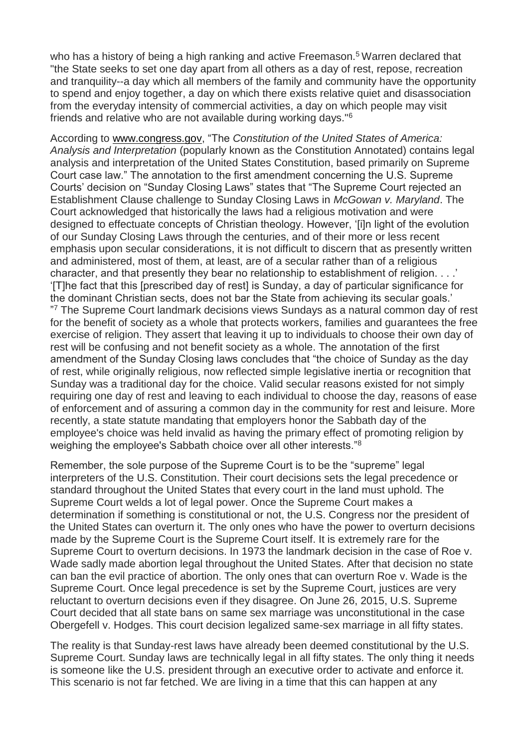who has a history of being a high ranking and active Freemason.[5] Warren declared that "the State seeks to set one day apart from all others as a day of rest, repose, recreation and tranquility--a day which all members of the family and community have the opportunity to spend and enjoy together, a day on which there exists relative quiet and disassociation from the everyday intensity of commercial activities, a day on which people may visit friends and relative who are not available during working days."[6]

According to www.congress.gov, "The *Constitution of the United States of America: Analysis and Interpretation* (popularly known as the Constitution Annotated) contains legal analysis and interpretation of the United States Constitution, based primarily on Supreme Court case law." The annotation to the first amendment concerning the U.S. Supreme Courts' decision on "Sunday Closing Laws" states that "The Supreme Court rejected an Establishment Clause challenge to Sunday Closing Laws in *McGowan v. Maryland*. The Court acknowledged that historically the laws had a religious motivation and were designed to effectuate concepts of Christian theology. However, '[i]n light of the evolution of our Sunday Closing Laws through the centuries, and of their more or less recent emphasis upon secular considerations, it is not difficult to discern that as presently written and administered, most of them, at least, are of a secular rather than of a religious character, and that presently they bear no relationship to establishment of religion. . . .' '[T]he fact that this [prescribed day of rest] is Sunday, a day of particular significance for the dominant Christian sects, does not bar the State from achieving its secular goals.' "[7] The Supreme Court landmark decisions views Sundays as a natural common day of rest for the benefit of society as a whole that protects workers, families and guarantees the free exercise of religion. They assert that leaving it up to individuals to choose their own day of rest will be confusing and not benefit society as a whole. The annotation of the first amendment of the Sunday Closing laws concludes that "the choice of Sunday as the day of rest, while originally religious, now reflected simple legislative inertia or recognition that Sunday was a traditional day for the choice. Valid secular reasons existed for not simply requiring one day of rest and leaving to each individual to choose the day, reasons of ease of enforcement and of assuring a common day in the community for rest and leisure. More recently, a state statute mandating that employers honor the Sabbath day of the employee's choice was held invalid as having the primary effect of promoting religion by weighing the employee's Sabbath choice over all other interests."[8]

Remember, the sole purpose of the Supreme Court is to be the "supreme" legal interpreters of the U.S. Constitution. Their court decisions sets the legal precedence or standard throughout the United States that every court in the land must uphold. The Supreme Court welds a lot of legal power. Once the Supreme Court makes a determination if something is constitutional or not, the U.S. Congress nor the president of the United States can overturn it. The only ones who have the power to overturn decisions made by the Supreme Court is the Supreme Court itself. It is extremely rare for the Supreme Court to overturn decisions. In 1973 the landmark decision in the case of Roe v. Wade sadly made abortion legal throughout the United States. After that decision no state can ban the evil practice of abortion. The only ones that can overturn Roe v. Wade is the Supreme Court. Once legal precedence is set by the Supreme Court, justices are very reluctant to overturn decisions even if they disagree. On June 26, 2015, U.S. Supreme Court decided that all state bans on same sex marriage was unconstitutional in the case Obergefell v. Hodges. This court decision legalized same-sex marriage in all fifty states.

The reality is that Sunday-rest laws have already been deemed constitutional by the U.S. Supreme Court. Sunday laws are technically legal in all fifty states. The only thing it needs is someone like the U.S. president through an executive order to activate and enforce it. This scenario is not far fetched. We are living in a time that this can happen at any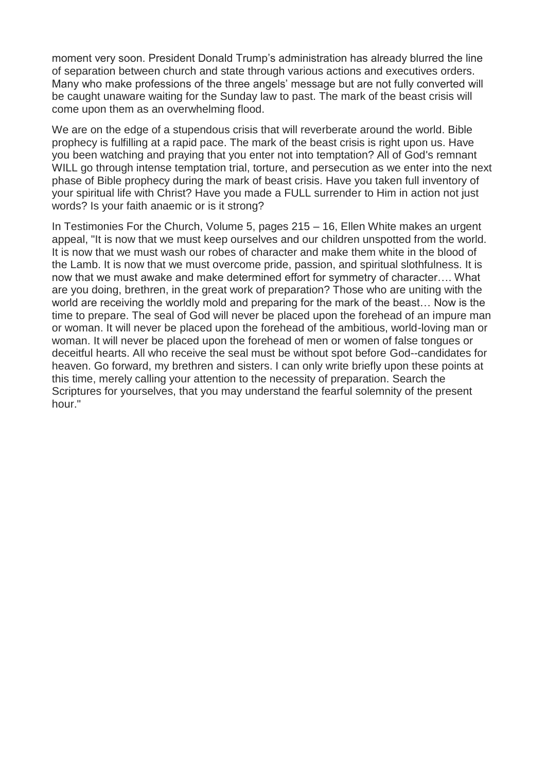moment very soon. President Donald Trump's administration has already blurred the line of separation between church and state through various actions and executives orders. Many who make professions of the three angels' message but are not fully converted will be caught unaware waiting for the Sunday law to past. The mark of the beast crisis will come upon them as an overwhelming flood.

We are on the edge of a stupendous crisis that will reverberate around the world. Bible prophecy is fulfilling at a rapid pace. The mark of the beast crisis is right upon us. Have you been watching and praying that you enter not into temptation? All of God's remnant WILL go through intense temptation trial, torture, and persecution as we enter into the next phase of Bible prophecy during the mark of beast crisis. Have you taken full inventory of your spiritual life with Christ? Have you made a FULL surrender to Him in action not just words? Is your faith anaemic or is it strong?

In Testimonies For the Church, Volume 5, pages 215 – 16, Ellen White makes an urgent appeal, "It is now that we must keep ourselves and our children unspotted from the world. It is now that we must wash our robes of character and make them white in the blood of the Lamb. It is now that we must overcome pride, passion, and spiritual slothfulness. It is now that we must awake and make determined effort for symmetry of character…. What are you doing, brethren, in the great work of preparation? Those who are uniting with the world are receiving the worldly mold and preparing for the mark of the beast… Now is the time to prepare. The seal of God will never be placed upon the forehead of an impure man or woman. It will never be placed upon the forehead of the ambitious, world-loving man or woman. It will never be placed upon the forehead of men or women of false tongues or deceitful hearts. All who receive the seal must be without spot before God--candidates for heaven. Go forward, my brethren and sisters. I can only write briefly upon these points at this time, merely calling your attention to the necessity of preparation. Search the Scriptures for yourselves, that you may understand the fearful solemnity of the present hour."